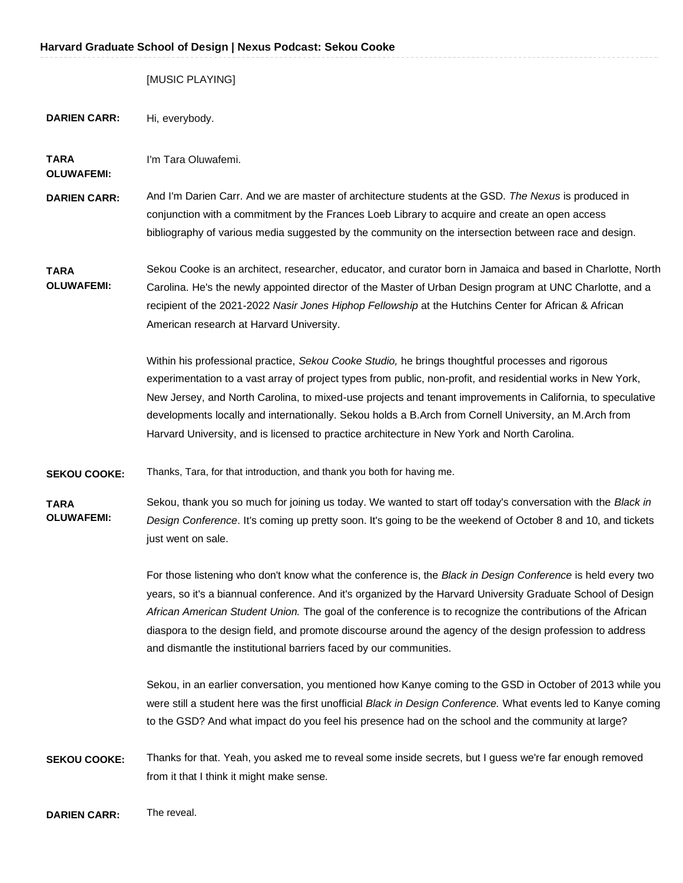[MUSIC PLAYING]

**DARIEN CARR:** Hi, everybody.

**TARA OLUWAFEMI:** I'm Tara Oluwafemi.

**DARIEN CARR:** And I'm Darien Carr. And we are master of architecture students at the GSD. *The Nexus* is produced in conjunction with a commitment by the Frances Loeb Library to acquire and create an open access bibliography of various media suggested by the community on the intersection between race and design.

**TARA OLUWAFEMI:** Sekou Cooke is an architect, researcher, educator, and curator born in Jamaica and based in Charlotte, North Carolina. He's the newly appointed director of the Master of Urban Design program at UNC Charlotte, and a recipient of the 2021-2022 *Nasir Jones Hiphop Fellowship* at the Hutchins Center for African & African American research at Harvard University.

Within his professional practice, *Sekou Cooke Studio,* he brings thoughtful processes and rigorous experimentation to a vast array of project types from public, non-profit, and residential works in New York, New Jersey, and North Carolina, to mixed-use projects and tenant improvements in California, to speculative developments locally and internationally. Sekou holds a B.Arch from Cornell University, an M.Arch from Harvard University, and is licensed to practice architecture in New York and North Carolina.

**SEKOU COOKE:** Thanks, Tara, for that introduction, and thank you both for having me.

**TARA OLUWAFEMI:** Sekou, thank you so much for joining us today. We wanted to start off today's conversation with the *Black in Design Conference*. It's coming up pretty soon. It's going to be the weekend of October 8 and 10, and tickets just went on sale.

For those listening who don't know what the conference is, the *Black in Design Conference* is held every two years, so it's a biannual conference. And it's organized by the Harvard University Graduate School of Design *African American Student Union.* The goal of the conference is to recognize the contributions of the African diaspora to the design field, and promote discourse around the agency of the design profession to address and dismantle the institutional barriers faced by our communities.

Sekou, in an earlier conversation, you mentioned how Kanye coming to the GSD in October of 2013 while you were still a student here was the first unofficial *Black in Design Conference.* What events led to Kanye coming to the GSD? And what impact do you feel his presence had on the school and the community at large?

**SEKOU COOKE:** Thanks for that. Yeah, you asked me to reveal some inside secrets, but I guess we're far enough removed from it that I think it might make sense.

**DARIEN CARR:** The reveal.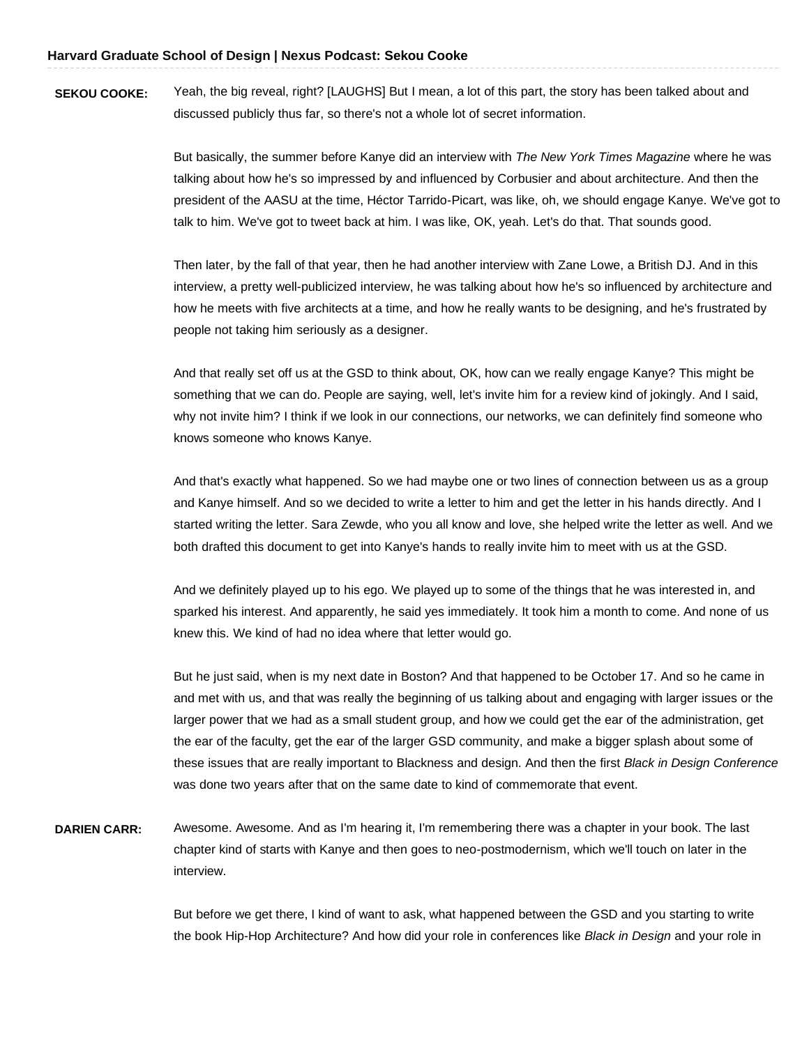**SEKOU COOKE:** Yeah, the big reveal, right? [LAUGHS] But I mean, a lot of this part, the story has been talked about and discussed publicly thus far, so there's not a whole lot of secret information.

But basically, the summer before Kanye did an interview with *The New York Times Magazine* where he was talking about how he's so impressed by and influenced by Corbusier and about architecture. And then the president of the AASU at the time, Héctor Tarrido-Picart, was like, oh, we should engage Kanye. We've got to talk to him. We've got to tweet back at him. I was like, OK, yeah. Let's do that. That sounds good.

Then later, by the fall of that year, then he had another interview with Zane Lowe, a British DJ. And in this interview, a pretty well-publicized interview, he was talking about how he's so influenced by architecture and how he meets with five architects at a time, and how he really wants to be designing, and he's frustrated by people not taking him seriously as a designer.

And that really set off us at the GSD to think about, OK, how can we really engage Kanye? This might be something that we can do. People are saying, well, let's invite him for a review kind of jokingly. And I said, why not invite him? I think if we look in our connections, our networks, we can definitely find someone who knows someone who knows Kanye.

And that's exactly what happened. So we had maybe one or two lines of connection between us as a group and Kanye himself. And so we decided to write a letter to him and get the letter in his hands directly. And I started writing the letter. Sara Zewde, who you all know and love, she helped write the letter as well. And we both drafted this document to get into Kanye's hands to really invite him to meet with us at the GSD.

And we definitely played up to his ego. We played up to some of the things that he was interested in, and sparked his interest. And apparently, he said yes immediately. It took him a month to come. And none of us knew this. We kind of had no idea where that letter would go.

But he just said, when is my next date in Boston? And that happened to be October 17. And so he came in and met with us, and that was really the beginning of us talking about and engaging with larger issues or the larger power that we had as a small student group, and how we could get the ear of the administration, get the ear of the faculty, get the ear of the larger GSD community, and make a bigger splash about some of these issues that are really important to Blackness and design. And then the first *Black in Design Conference* was done two years after that on the same date to kind of commemorate that event.

**DARIEN CARR:** Awesome. Awesome. And as I'm hearing it, I'm remembering there was a chapter in your book. The last chapter kind of starts with Kanye and then goes to neo-postmodernism, which we'll touch on later in the interview.

But before we get there, I kind of want to ask, what happened between the GSD and you starting to write the book Hip-Hop Architecture? And how did your role in conferences like *Black in Design* and your role in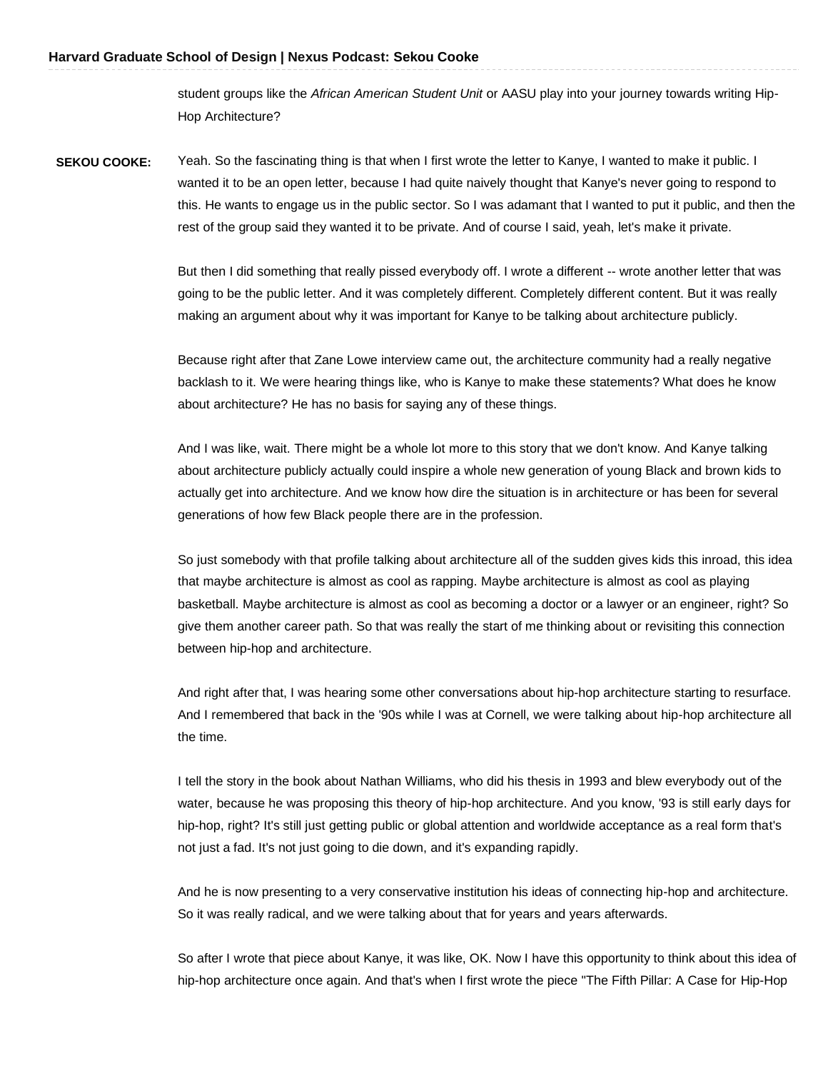student groups like the *African American Student Unit* or AASU play into your journey towards writing Hip-Hop Architecture?

**SEKOU COOKE:** Yeah. So the fascinating thing is that when I first wrote the letter to Kanye, I wanted to make it public. I wanted it to be an open letter, because I had quite naively thought that Kanye's never going to respond to this. He wants to engage us in the public sector. So I was adamant that I wanted to put it public, and then the rest of the group said they wanted it to be private. And of course I said, yeah, let's make it private.

But then I did something that really pissed everybody off. I wrote a different -- wrote another letter that was going to be the public letter. And it was completely different. Completely different content. But it was really making an argument about why it was important for Kanye to be talking about architecture publicly.

Because right after that Zane Lowe interview came out, the architecture community had a really negative backlash to it. We were hearing things like, who is Kanye to make these statements? What does he know about architecture? He has no basis for saying any of these things.

And I was like, wait. There might be a whole lot more to this story that we don't know. And Kanye talking about architecture publicly actually could inspire a whole new generation of young Black and brown kids to actually get into architecture. And we know how dire the situation is in architecture or has been for several generations of how few Black people there are in the profession.

So just somebody with that profile talking about architecture all of the sudden gives kids this inroad, this idea that maybe architecture is almost as cool as rapping. Maybe architecture is almost as cool as playing basketball. Maybe architecture is almost as cool as becoming a doctor or a lawyer or an engineer, right? So give them another career path. So that was really the start of me thinking about or revisiting this connection between hip-hop and architecture.

And right after that, I was hearing some other conversations about hip-hop architecture starting to resurface. And I remembered that back in the '90s while I was at Cornell, we were talking about hip-hop architecture all the time.

I tell the story in the book about Nathan Williams, who did his thesis in 1993 and blew everybody out of the water, because he was proposing this theory of hip-hop architecture. And you know, '93 is still early days for hip-hop, right? It's still just getting public or global attention and worldwide acceptance as a real form that's not just a fad. It's not just going to die down, and it's expanding rapidly.

And he is now presenting to a very conservative institution his ideas of connecting hip-hop and architecture. So it was really radical, and we were talking about that for years and years afterwards.

So after I wrote that piece about Kanye, it was like, OK. Now I have this opportunity to think about this idea of hip-hop architecture once again. And that's when I first wrote the piece "The Fifth Pillar: A Case for Hip-Hop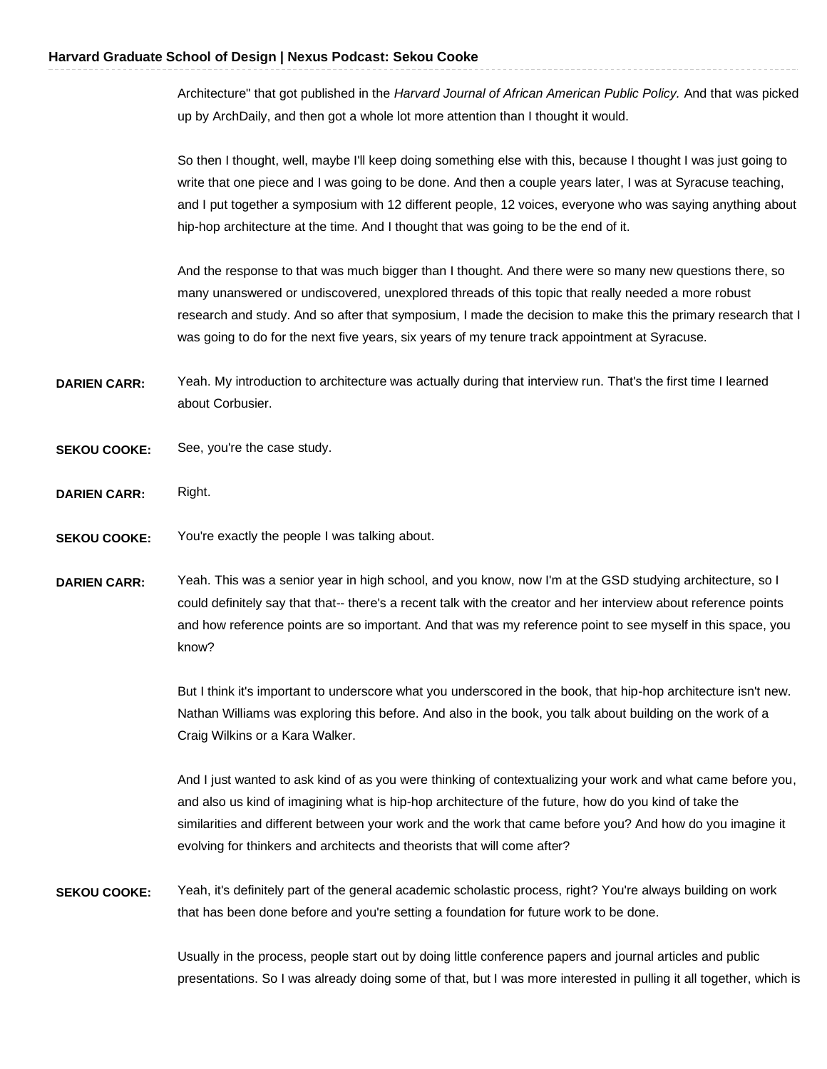Architecture" that got published in the *Harvard Journal of African American Public Policy.* And that was picked up by ArchDaily, and then got a whole lot more attention than I thought it would.

So then I thought, well, maybe I'll keep doing something else with this, because I thought I was just going to write that one piece and I was going to be done. And then a couple years later, I was at Syracuse teaching, and I put together a symposium with 12 different people, 12 voices, everyone who was saying anything about hip-hop architecture at the time. And I thought that was going to be the end of it.

And the response to that was much bigger than I thought. And there were so many new questions there, so many unanswered or undiscovered, unexplored threads of this topic that really needed a more robust research and study. And so after that symposium, I made the decision to make this the primary research that I was going to do for the next five years, six years of my tenure track appointment at Syracuse.

**DARIEN CARR:** Yeah. My introduction to architecture was actually during that interview run. That's the first time I learned about Corbusier.

**SEKOU COOKE:** See, you're the case study.

**DARIEN CARR:** Right.

**SEKOU COOKE:** You're exactly the people I was talking about.

**DARIEN CARR:** Yeah. This was a senior year in high school, and you know, now I'm at the GSD studying architecture, so I could definitely say that that-- there's a recent talk with the creator and her interview about reference points and how reference points are so important. And that was my reference point to see myself in this space, you know?

But I think it's important to underscore what you underscored in the book, that hip-hop architecture isn't new. Nathan Williams was exploring this before. And also in the book, you talk about building on the work of a Craig Wilkins or a Kara Walker.

And I just wanted to ask kind of as you were thinking of contextualizing your work and what came before you, and also us kind of imagining what is hip-hop architecture of the future, how do you kind of take the similarities and different between your work and the work that came before you? And how do you imagine it evolving for thinkers and architects and theorists that will come after?

**SEKOU COOKE:** Yeah, it's definitely part of the general academic scholastic process, right? You're always building on work that has been done before and you're setting a foundation for future work to be done.

Usually in the process, people start out by doing little conference papers and journal articles and public presentations. So I was already doing some of that, but I was more interested in pulling it all together, which is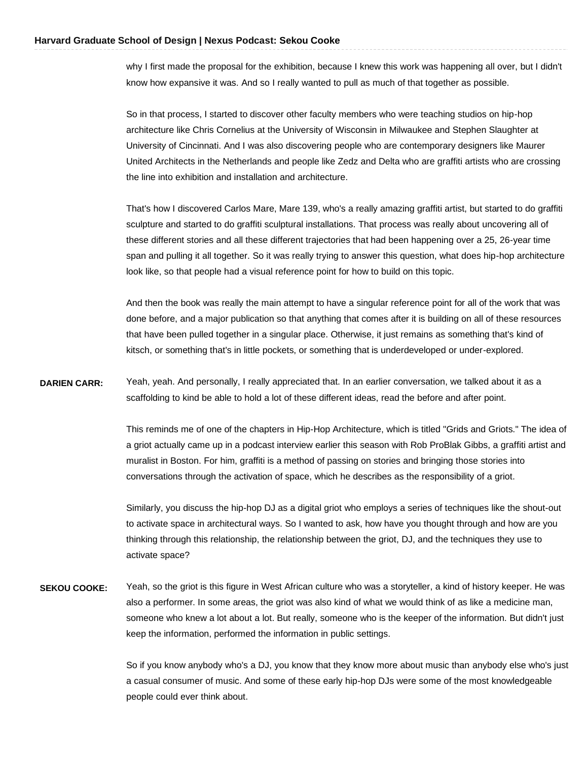why I first made the proposal for the exhibition, because I knew this work was happening all over, but I didn't know how expansive it was. And so I really wanted to pull as much of that together as possible.

So in that process, I started to discover other faculty members who were teaching studios on hip-hop architecture like Chris Cornelius at the University of Wisconsin in Milwaukee and Stephen Slaughter at University of Cincinnati. And I was also discovering people who are contemporary designers like Maurer United Architects in the Netherlands and people like Zedz and Delta who are graffiti artists who are crossing the line into exhibition and installation and architecture.

That's how I discovered Carlos Mare, Mare 139, who's a really amazing graffiti artist, but started to do graffiti sculpture and started to do graffiti sculptural installations. That process was really about uncovering all of these different stories and all these different trajectories that had been happening over a 25, 26-year time span and pulling it all together. So it was really trying to answer this question, what does hip-hop architecture look like, so that people had a visual reference point for how to build on this topic.

And then the book was really the main attempt to have a singular reference point for all of the work that was done before, and a major publication so that anything that comes after it is building on all of these resources that have been pulled together in a singular place. Otherwise, it just remains as something that's kind of kitsch, or something that's in little pockets, or something that is underdeveloped or under-explored.

**DARIEN CARR:** Yeah, yeah. And personally, I really appreciated that. In an earlier conversation, we talked about it as a scaffolding to kind be able to hold a lot of these different ideas, read the before and after point.

This reminds me of one of the chapters in Hip-Hop Architecture, which is titled "Grids and Griots." The idea of a griot actually came up in a podcast interview earlier this season with Rob ProBlak Gibbs, a graffiti artist and muralist in Boston. For him, graffiti is a method of passing on stories and bringing those stories into conversations through the activation of space, which he describes as the responsibility of a griot.

Similarly, you discuss the hip-hop DJ as a digital griot who employs a series of techniques like the shout-out to activate space in architectural ways. So I wanted to ask, how have you thought through and how are you thinking through this relationship, the relationship between the griot, DJ, and the techniques they use to activate space?

**SEKOU COOKE:** Yeah, so the griot is this figure in West African culture who was a storyteller, a kind of history keeper. He was also a performer. In some areas, the griot was also kind of what we would think of as like a medicine man, someone who knew a lot about a lot. But really, someone who is the keeper of the information. But didn't just keep the information, performed the information in public settings.

So if you know anybody who's a DJ, you know that they know more about music than anybody else who's just a casual consumer of music. And some of these early hip-hop DJs were some of the most knowledgeable people could ever think about.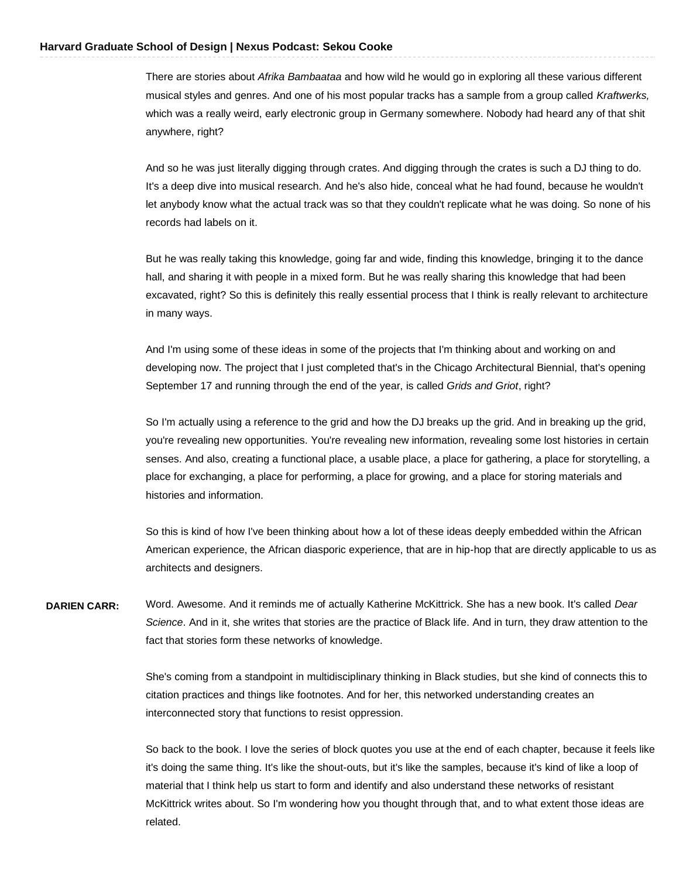There are stories about *Afrika Bambaataa* and how wild he would go in exploring all these various different musical styles and genres. And one of his most popular tracks has a sample from a group called *Kraftwerks,* which was a really weird, early electronic group in Germany somewhere. Nobody had heard any of that shit anywhere, right?

And so he was just literally digging through crates. And digging through the crates is such a DJ thing to do. It's a deep dive into musical research. And he's also hide, conceal what he had found, because he wouldn't let anybody know what the actual track was so that they couldn't replicate what he was doing. So none of his records had labels on it.

But he was really taking this knowledge, going far and wide, finding this knowledge, bringing it to the dance hall, and sharing it with people in a mixed form. But he was really sharing this knowledge that had been excavated, right? So this is definitely this really essential process that I think is really relevant to architecture in many ways.

And I'm using some of these ideas in some of the projects that I'm thinking about and working on and developing now. The project that I just completed that's in the Chicago Architectural Biennial, that's opening September 17 and running through the end of the year, is called *Grids and Griot*, right?

So I'm actually using a reference to the grid and how the DJ breaks up the grid. And in breaking up the grid, you're revealing new opportunities. You're revealing new information, revealing some lost histories in certain senses. And also, creating a functional place, a usable place, a place for gathering, a place for storytelling, a place for exchanging, a place for performing, a place for growing, and a place for storing materials and histories and information.

So this is kind of how I've been thinking about how a lot of these ideas deeply embedded within the African American experience, the African diasporic experience, that are in hip-hop that are directly applicable to us as architects and designers.

**DARIEN CARR:** Word. Awesome. And it reminds me of actually Katherine McKittrick. She has a new book. It's called *Dear Science*. And in it, she writes that stories are the practice of Black life. And in turn, they draw attention to the fact that stories form these networks of knowledge.

She's coming from a standpoint in multidisciplinary thinking in Black studies, but she kind of connects this to citation practices and things like footnotes. And for her, this networked understanding creates an interconnected story that functions to resist oppression.

So back to the book. I love the series of block quotes you use at the end of each chapter, because it feels like it's doing the same thing. It's like the shout-outs, but it's like the samples, because it's kind of like a loop of material that I think help us start to form and identify and also understand these networks of resistant McKittrick writes about. So I'm wondering how you thought through that, and to what extent those ideas are related.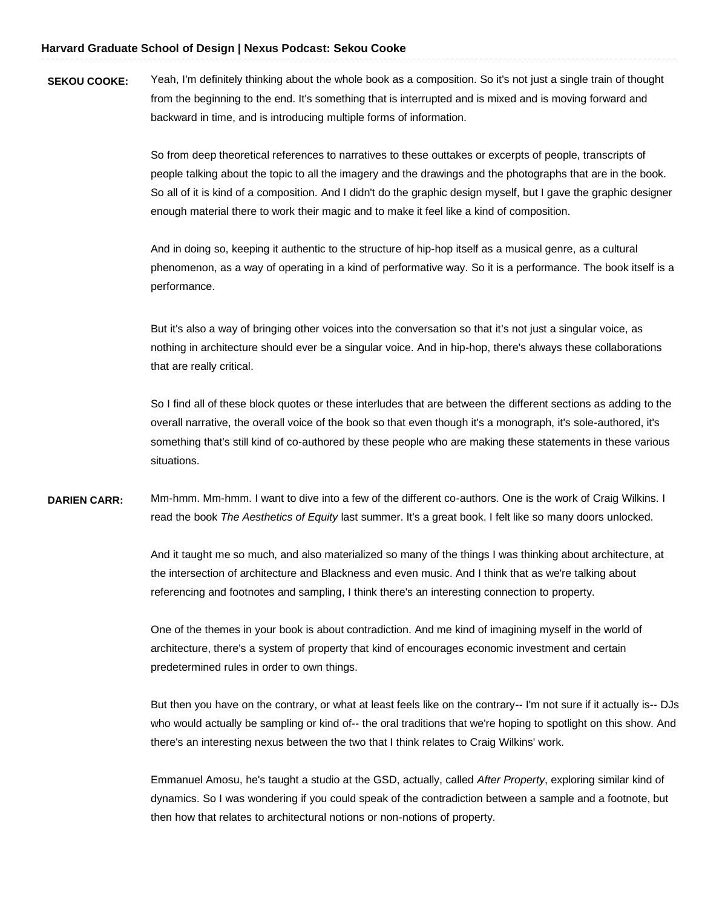**SEKOU COOKE:** Yeah, I'm definitely thinking about the whole book as a composition. So it's not just a single train of thought from the beginning to the end. It's something that is interrupted and is mixed and is moving forward and backward in time, and is introducing multiple forms of information.

So from deep theoretical references to narratives to these outtakes or excerpts of people, transcripts of people talking about the topic to all the imagery and the drawings and the photographs that are in the book. So all of it is kind of a composition. And I didn't do the graphic design myself, but I gave the graphic designer enough material there to work their magic and to make it feel like a kind of composition.

And in doing so, keeping it authentic to the structure of hip-hop itself as a musical genre, as a cultural phenomenon, as a way of operating in a kind of performative way. So it is a performance. The book itself is a performance.

But it's also a way of bringing other voices into the conversation so that it's not just a singular voice, as nothing in architecture should ever be a singular voice. And in hip-hop, there's always these collaborations that are really critical.

So I find all of these block quotes or these interludes that are between the different sections as adding to the overall narrative, the overall voice of the book so that even though it's a monograph, it's sole-authored, it's something that's still kind of co-authored by these people who are making these statements in these various situations.

**DARIEN CARR:** Mm-hmm. Mm-hmm. I want to dive into a few of the different co-authors. One is the work of Craig Wilkins. I read the book *The Aesthetics of Equity* last summer. It's a great book. I felt like so many doors unlocked.

And it taught me so much, and also materialized so many of the things I was thinking about architecture, at the intersection of architecture and Blackness and even music. And I think that as we're talking about referencing and footnotes and sampling, I think there's an interesting connection to property.

One of the themes in your book is about contradiction. And me kind of imagining myself in the world of architecture, there's a system of property that kind of encourages economic investment and certain predetermined rules in order to own things.

But then you have on the contrary, or what at least feels like on the contrary-- I'm not sure if it actually is-- DJs who would actually be sampling or kind of-- the oral traditions that we're hoping to spotlight on this show. And there's an interesting nexus between the two that I think relates to Craig Wilkins' work.

Emmanuel Amosu, he's taught a studio at the GSD, actually, called *After Property*, exploring similar kind of dynamics. So I was wondering if you could speak of the contradiction between a sample and a footnote, but then how that relates to architectural notions or non-notions of property.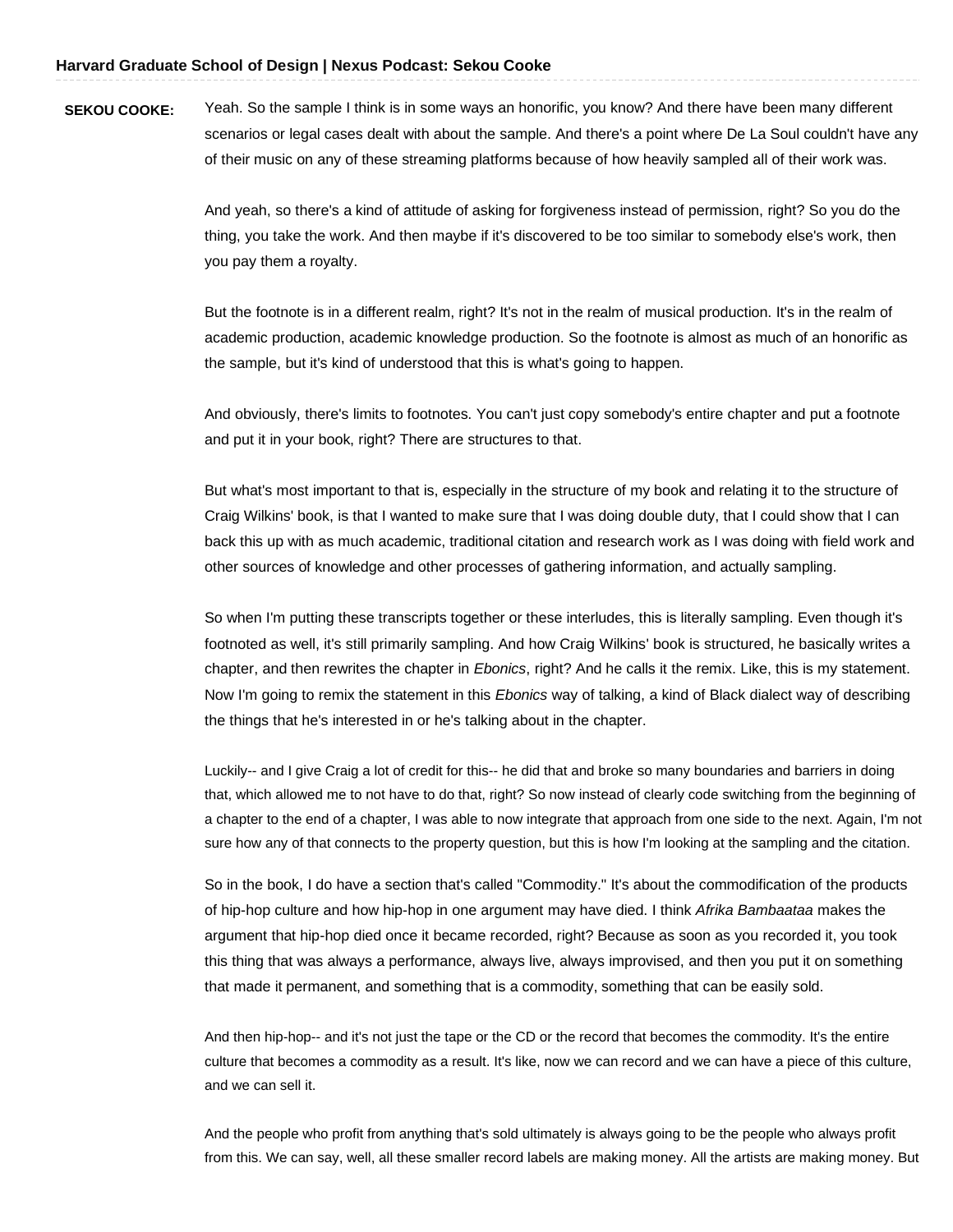**SEKOU COOKE:** Yeah. So the sample I think is in some ways an honorific, you know? And there have been many different scenarios or legal cases dealt with about the sample. And there's a point where De La Soul couldn't have any of their music on any of these streaming platforms because of how heavily sampled all of their work was.

And yeah, so there's a kind of attitude of asking for forgiveness instead of permission, right? So you do the thing, you take the work. And then maybe if it's discovered to be too similar to somebody else's work, then you pay them a royalty.

But the footnote is in a different realm, right? It's not in the realm of musical production. It's in the realm of academic production, academic knowledge production. So the footnote is almost as much of an honorific as the sample, but it's kind of understood that this is what's going to happen.

And obviously, there's limits to footnotes. You can't just copy somebody's entire chapter and put a footnote and put it in your book, right? There are structures to that.

But what's most important to that is, especially in the structure of my book and relating it to the structure of Craig Wilkins' book, is that I wanted to make sure that I was doing double duty, that I could show that I can back this up with as much academic, traditional citation and research work as I was doing with field work and other sources of knowledge and other processes of gathering information, and actually sampling.

So when I'm putting these transcripts together or these interludes, this is literally sampling. Even though it's footnoted as well, it's still primarily sampling. And how Craig Wilkins' book is structured, he basically writes a chapter, and then rewrites the chapter in *Ebonics*, right? And he calls it the remix. Like, this is my statement. Now I'm going to remix the statement in this *Ebonics* way of talking, a kind of Black dialect way of describing the things that he's interested in or he's talking about in the chapter.

Luckily-- and I give Craig a lot of credit for this-- he did that and broke so many boundaries and barriers in doing that, which allowed me to not have to do that, right? So now instead of clearly code switching from the beginning of a chapter to the end of a chapter, I was able to now integrate that approach from one side to the next. Again, I'm not sure how any of that connects to the property question, but this is how I'm looking at the sampling and the citation.

So in the book, I do have a section that's called "Commodity." It's about the commodification of the products of hip-hop culture and how hip-hop in one argument may have died. I think *Afrika Bambaataa* makes the argument that hip-hop died once it became recorded, right? Because as soon as you recorded it, you took this thing that was always a performance, always live, always improvised, and then you put it on something that made it permanent, and something that is a commodity, something that can be easily sold.

And then hip-hop-- and it's not just the tape or the CD or the record that becomes the commodity. It's the entire culture that becomes a commodity as a result. It's like, now we can record and we can have a piece of this culture, and we can sell it.

And the people who profit from anything that's sold ultimately is always going to be the people who always profit from this. We can say, well, all these smaller record labels are making money. All the artists are making money. But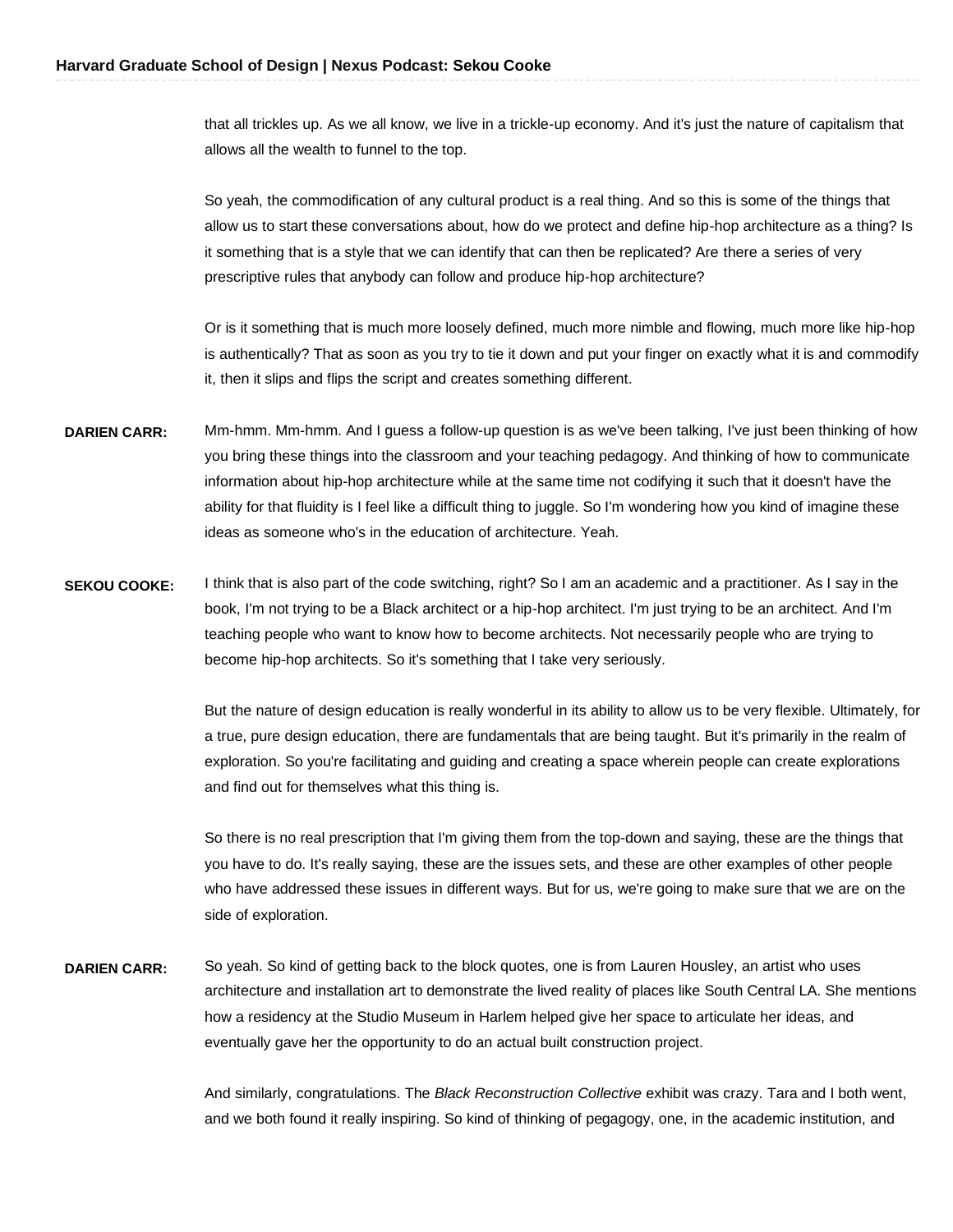that all trickles up. As we all know, we live in a trickle-up economy. And it's just the nature of capitalism that allows all the wealth to funnel to the top.

So yeah, the commodification of any cultural product is a real thing. And so this is some of the things that allow us to start these conversations about, how do we protect and define hip-hop architecture as a thing? Is it something that is a style that we can identify that can then be replicated? Are there a series of very prescriptive rules that anybody can follow and produce hip-hop architecture?

Or is it something that is much more loosely defined, much more nimble and flowing, much more like hip-hop is authentically? That as soon as you try to tie it down and put your finger on exactly what it is and commodify it, then it slips and flips the script and creates something different.

**DARIEN CARR:** Mm-hmm. Mm-hmm. And I guess a follow-up question is as we've been talking, I've just been thinking of how you bring these things into the classroom and your teaching pedagogy. And thinking of how to communicate information about hip-hop architecture while at the same time not codifying it such that it doesn't have the ability for that fluidity is I feel like a difficult thing to juggle. So I'm wondering how you kind of imagine these ideas as someone who's in the education of architecture. Yeah.

**SEKOU COOKE:** I think that is also part of the code switching, right? So I am an academic and a practitioner. As I say in the book, I'm not trying to be a Black architect or a hip-hop architect. I'm just trying to be an architect. And I'm teaching people who want to know how to become architects. Not necessarily people who are trying to become hip-hop architects. So it's something that I take very seriously.

But the nature of design education is really wonderful in its ability to allow us to be very flexible. Ultimately, for a true, pure design education, there are fundamentals that are being taught. But it's primarily in the realm of exploration. So you're facilitating and guiding and creating a space wherein people can create explorations and find out for themselves what this thing is.

So there is no real prescription that I'm giving them from the top-down and saying, these are the things that you have to do. It's really saying, these are the issues sets, and these are other examples of other people who have addressed these issues in different ways. But for us, we're going to make sure that we are on the side of exploration.

**DARIEN CARR:** So yeah. So kind of getting back to the block quotes, one is from Lauren Housley, an artist who uses architecture and installation art to demonstrate the lived reality of places like South Central LA. She mentions how a residency at the Studio Museum in Harlem helped give her space to articulate her ideas, and eventually gave her the opportunity to do an actual built construction project.

And similarly, congratulations. The *Black Reconstruction Collective* exhibit was crazy. Tara and I both went, and we both found it really inspiring. So kind of thinking of pegagogy, one, in the academic institution, and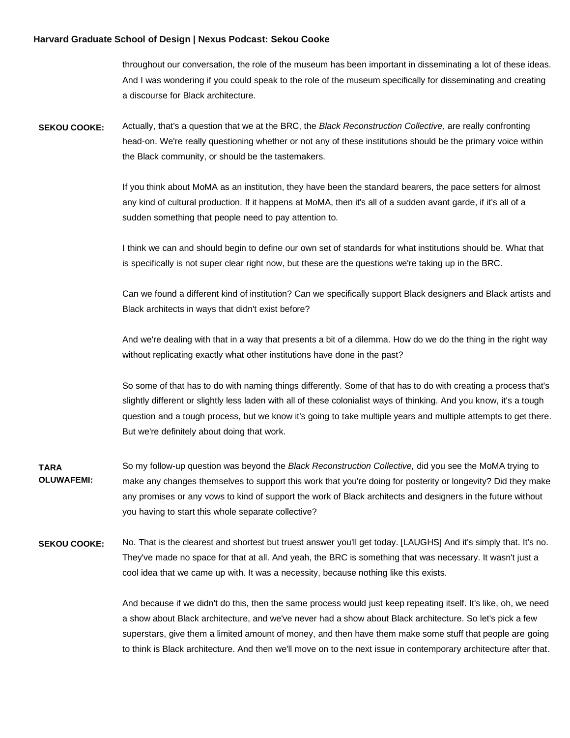throughout our conversation, the role of the museum has been important in disseminating a lot of these ideas. And I was wondering if you could speak to the role of the museum specifically for disseminating and creating a discourse for Black architecture.

**SEKOU COOKE:** Actually, that's a question that we at the BRC, the *Black Reconstruction Collective,* are really confronting head-on. We're really questioning whether or not any of these institutions should be the primary voice within the Black community, or should be the tastemakers.

If you think about MoMA as an institution, they have been the standard bearers, the pace setters for almost any kind of cultural production. If it happens at MoMA, then it's all of a sudden avant garde, if it's all of a sudden something that people need to pay attention to.

I think we can and should begin to define our own set of standards for what institutions should be. What that is specifically is not super clear right now, but these are the questions we're taking up in the BRC.

Can we found a different kind of institution? Can we specifically support Black designers and Black artists and Black architects in ways that didn't exist before?

And we're dealing with that in a way that presents a bit of a dilemma. How do we do the thing in the right way without replicating exactly what other institutions have done in the past?

So some of that has to do with naming things differently. Some of that has to do with creating a process that's slightly different or slightly less laden with all of these colonialist ways of thinking. And you know, it's a tough question and a tough process, but we know it's going to take multiple years and multiple attempts to get there. But we're definitely about doing that work.

**TARA OLUWAFEMI:** So my follow-up question was beyond the *Black Reconstruction Collective,* did you see the MoMA trying to make any changes themselves to support this work that you're doing for posterity or longevity? Did they make any promises or any vows to kind of support the work of Black architects and designers in the future without you having to start this whole separate collective?

**SEKOU COOKE:** No. That is the clearest and shortest but truest answer you'll get today. [LAUGHS] And it's simply that. It's no. They've made no space for that at all. And yeah, the BRC is something that was necessary. It wasn't just a cool idea that we came up with. It was a necessity, because nothing like this exists.

And because if we didn't do this, then the same process would just keep repeating itself. It's like, oh, we need a show about Black architecture, and we've never had a show about Black architecture. So let's pick a few superstars, give them a limited amount of money, and then have them make some stuff that people are going to think is Black architecture. And then we'll move on to the next issue in contemporary architecture after that.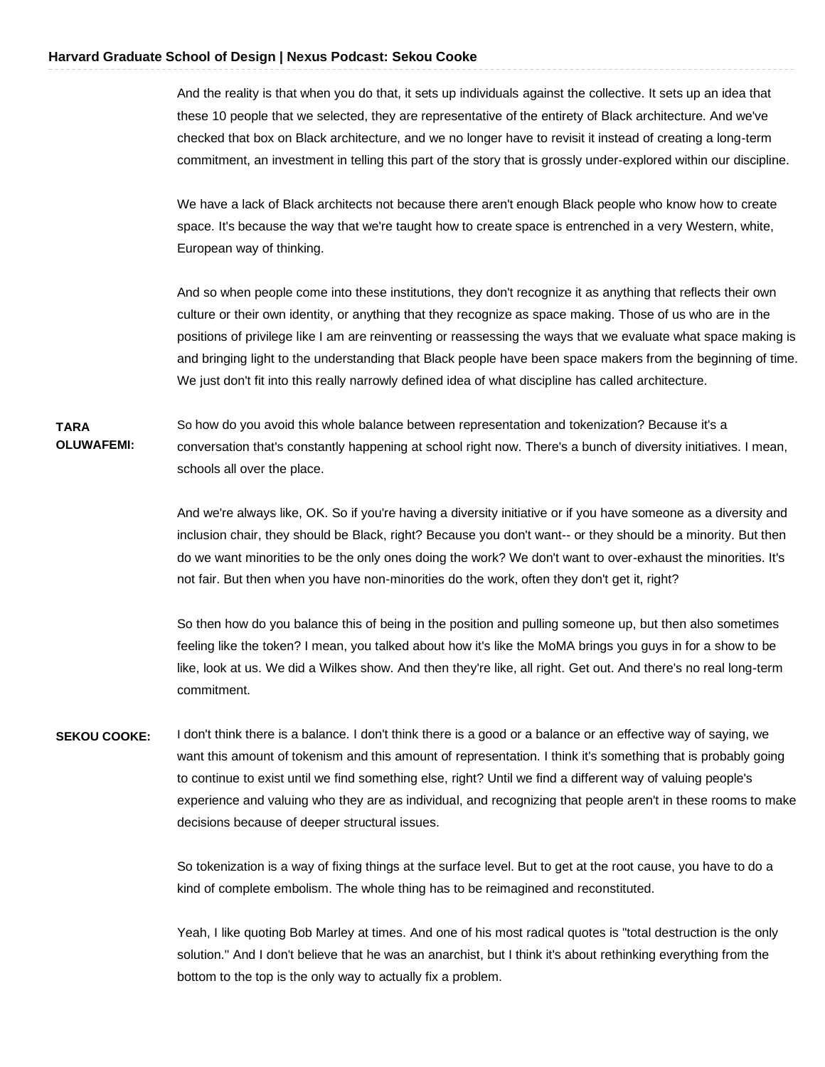And the reality is that when you do that, it sets up individuals against the collective. It sets up an idea that these 10 people that we selected, they are representative of the entirety of Black architecture. And we've checked that box on Black architecture, and we no longer have to revisit it instead of creating a long-term commitment, an investment in telling this part of the story that is grossly under-explored within our discipline.

We have a lack of Black architects not because there aren't enough Black people who know how to create space. It's because the way that we're taught how to create space is entrenched in a very Western, white, European way of thinking.

And so when people come into these institutions, they don't recognize it as anything that reflects their own culture or their own identity, or anything that they recognize as space making. Those of us who are in the positions of privilege like I am are reinventing or reassessing the ways that we evaluate what space making is and bringing light to the understanding that Black people have been space makers from the beginning of time. We just don't fit into this really narrowly defined idea of what discipline has called architecture.

**TARA OLUWAFEMI:** So how do you avoid this whole balance between representation and tokenization? Because it's a conversation that's constantly happening at school right now. There's a bunch of diversity initiatives. I mean, schools all over the place.

And we're always like, OK. So if you're having a diversity initiative or if you have someone as a diversity and inclusion chair, they should be Black, right? Because you don't want-- or they should be a minority. But then do we want minorities to be the only ones doing the work? We don't want to over-exhaust the minorities. It's not fair. But then when you have non-minorities do the work, often they don't get it, right?

So then how do you balance this of being in the position and pulling someone up, but then also sometimes feeling like the token? I mean, you talked about how it's like the MoMA brings you guys in for a show to be like, look at us. We did a Wilkes show. And then they're like, all right. Get out. And there's no real long-term commitment.

**SEKOU COOKE:** I don't think there is a balance. I don't think there is a good or a balance or an effective way of saying, we want this amount of tokenism and this amount of representation. I think it's something that is probably going to continue to exist until we find something else, right? Until we find a different way of valuing people's experience and valuing who they are as individual, and recognizing that people aren't in these rooms to make decisions because of deeper structural issues.

So tokenization is a way of fixing things at the surface level. But to get at the root cause, you have to do a kind of complete embolism. The whole thing has to be reimagined and reconstituted.

Yeah, I like quoting Bob Marley at times. And one of his most radical quotes is "total destruction is the only solution." And I don't believe that he was an anarchist, but I think it's about rethinking everything from the bottom to the top is the only way to actually fix a problem.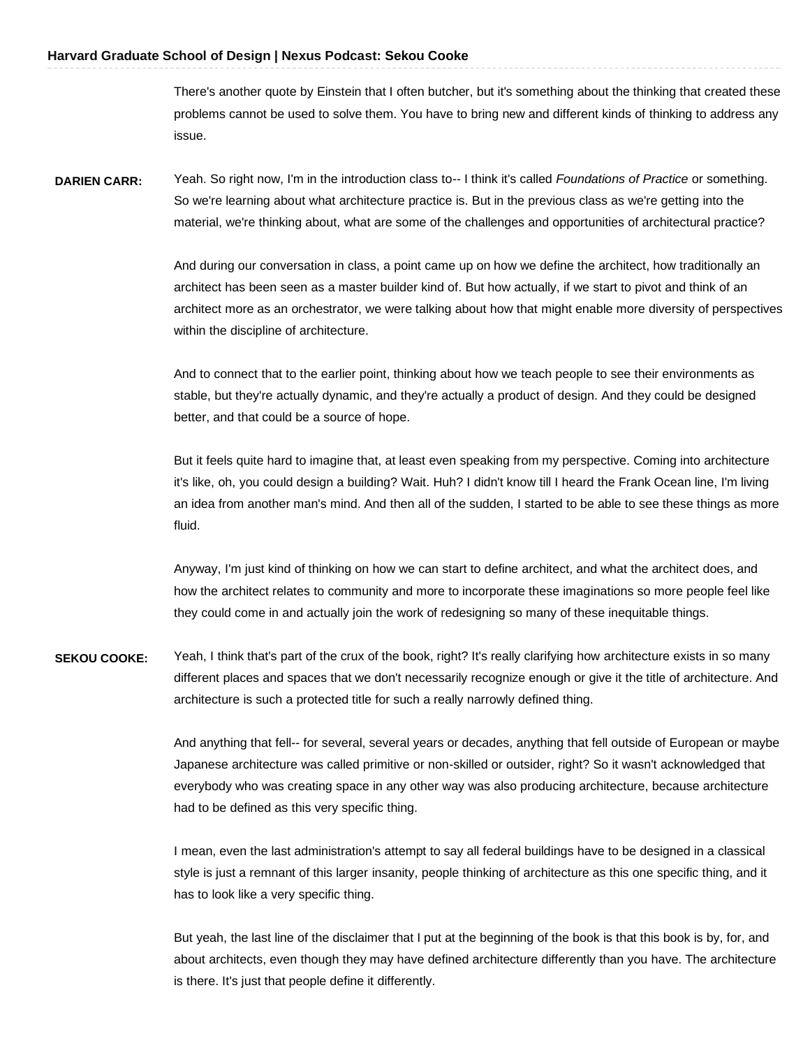There's another quote by Einstein that I often butcher, but it's something about the thinking that created these problems cannot be used to solve them. You have to bring new and different kinds of thinking to address any issue.

**DARIEN CARR:** Yeah. So right now, I'm in the introduction class to-- I think it's called *Foundations of Practice* or something. So we're learning about what architecture practice is. But in the previous class as we're getting into the material, we're thinking about, what are some of the challenges and opportunities of architectural practice?

And during our conversation in class, a point came up on how we define the architect, how traditionally an architect has been seen as a master builder kind of. But how actually, if we start to pivot and think of an architect more as an orchestrator, we were talking about how that might enable more diversity of perspectives within the discipline of architecture.

And to connect that to the earlier point, thinking about how we teach people to see their environments as stable, but they're actually dynamic, and they're actually a product of design. And they could be designed better, and that could be a source of hope.

But it feels quite hard to imagine that, at least even speaking from my perspective. Coming into architecture it's like, oh, you could design a building? Wait. Huh? I didn't know till I heard the Frank Ocean line, I'm living an idea from another man's mind. And then all of the sudden, I started to be able to see these things as more fluid.

Anyway, I'm just kind of thinking on how we can start to define architect, and what the architect does, and how the architect relates to community and more to incorporate these imaginations so more people feel like they could come in and actually join the work of redesigning so many of these inequitable things.

**SEKOU COOKE:** Yeah, I think that's part of the crux of the book, right? It's really clarifying how architecture exists in so many different places and spaces that we don't necessarily recognize enough or give it the title of architecture. And architecture is such a protected title for such a really narrowly defined thing.

And anything that fell-- for several, several years or decades, anything that fell outside of European or maybe Japanese architecture was called primitive or non-skilled or outsider, right? So it wasn't acknowledged that everybody who was creating space in any other way was also producing architecture, because architecture had to be defined as this very specific thing.

I mean, even the last administration's attempt to say all federal buildings have to be designed in a classical style is just a remnant of this larger insanity, people thinking of architecture as this one specific thing, and it has to look like a very specific thing.

But yeah, the last line of the disclaimer that I put at the beginning of the book is that this book is by, for, and about architects, even though they may have defined architecture differently than you have. The architecture is there. It's just that people define it differently.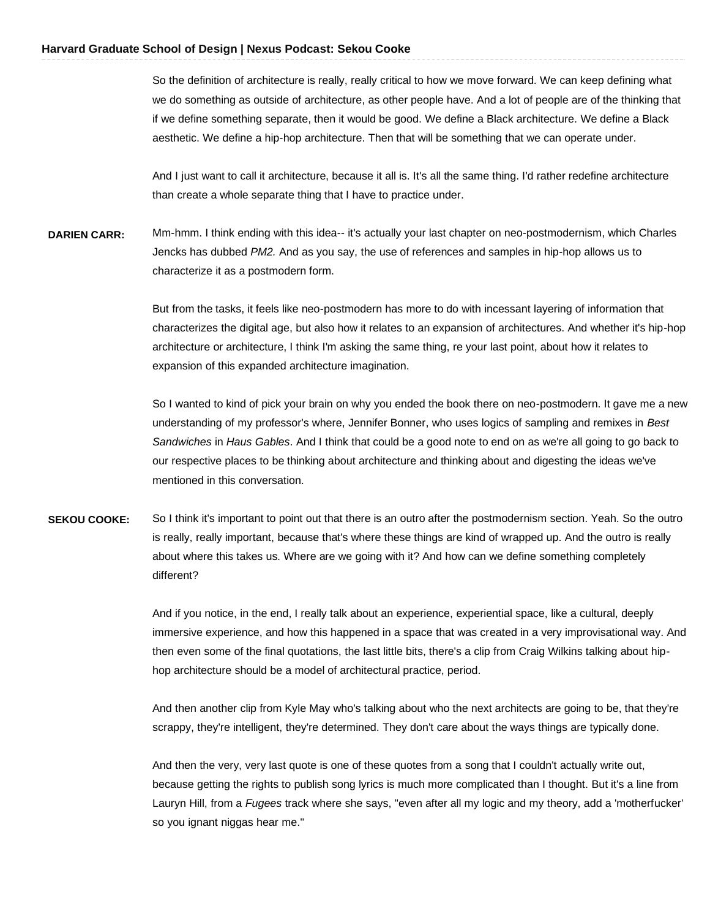So the definition of architecture is really, really critical to how we move forward. We can keep defining what we do something as outside of architecture, as other people have. And a lot of people are of the thinking that if we define something separate, then it would be good. We define a Black architecture. We define a Black aesthetic. We define a hip-hop architecture. Then that will be something that we can operate under.

And I just want to call it architecture, because it all is. It's all the same thing. I'd rather redefine architecture than create a whole separate thing that I have to practice under.

**DARIEN CARR:** Mm-hmm. I think ending with this idea-- it's actually your last chapter on neo-postmodernism, which Charles Jencks has dubbed *PM2.* And as you say, the use of references and samples in hip-hop allows us to characterize it as a postmodern form.

But from the tasks, it feels like neo-postmodern has more to do with incessant layering of information that characterizes the digital age, but also how it relates to an expansion of architectures. And whether it's hip-hop architecture or architecture, I think I'm asking the same thing, re your last point, about how it relates to expansion of this expanded architecture imagination.

So I wanted to kind of pick your brain on why you ended the book there on neo-postmodern. It gave me a new understanding of my professor's where, Jennifer Bonner, who uses logics of sampling and remixes in *Best Sandwiches* in *Haus Gables*. And I think that could be a good note to end on as we're all going to go back to our respective places to be thinking about architecture and thinking about and digesting the ideas we've mentioned in this conversation.

**SEKOU COOKE:** So I think it's important to point out that there is an outro after the postmodernism section. Yeah. So the outro is really, really important, because that's where these things are kind of wrapped up. And the outro is really about where this takes us. Where are we going with it? And how can we define something completely different?

And if you notice, in the end, I really talk about an experience, experiential space, like a cultural, deeply immersive experience, and how this happened in a space that was created in a very improvisational way. And then even some of the final quotations, the last little bits, there's a clip from Craig Wilkins talking about hip-hop architecture should be a model of architectural practice, period.

And then another clip from Kyle May who's talking about who the next architects are going to be, that they're scrappy, they're intelligent, they're determined. They don't care about the ways things are typically done.

And then the very, very last quote is one of these quotes from a song that I couldn't actually write out, because getting the rights to publish song lyrics is much more complicated than I thought. But it's a line from Lauryn Hill, from a *Fugees* track where she says, "even after all my logic and my theory, add a 'motherfucker' so you ignant niggas hear me."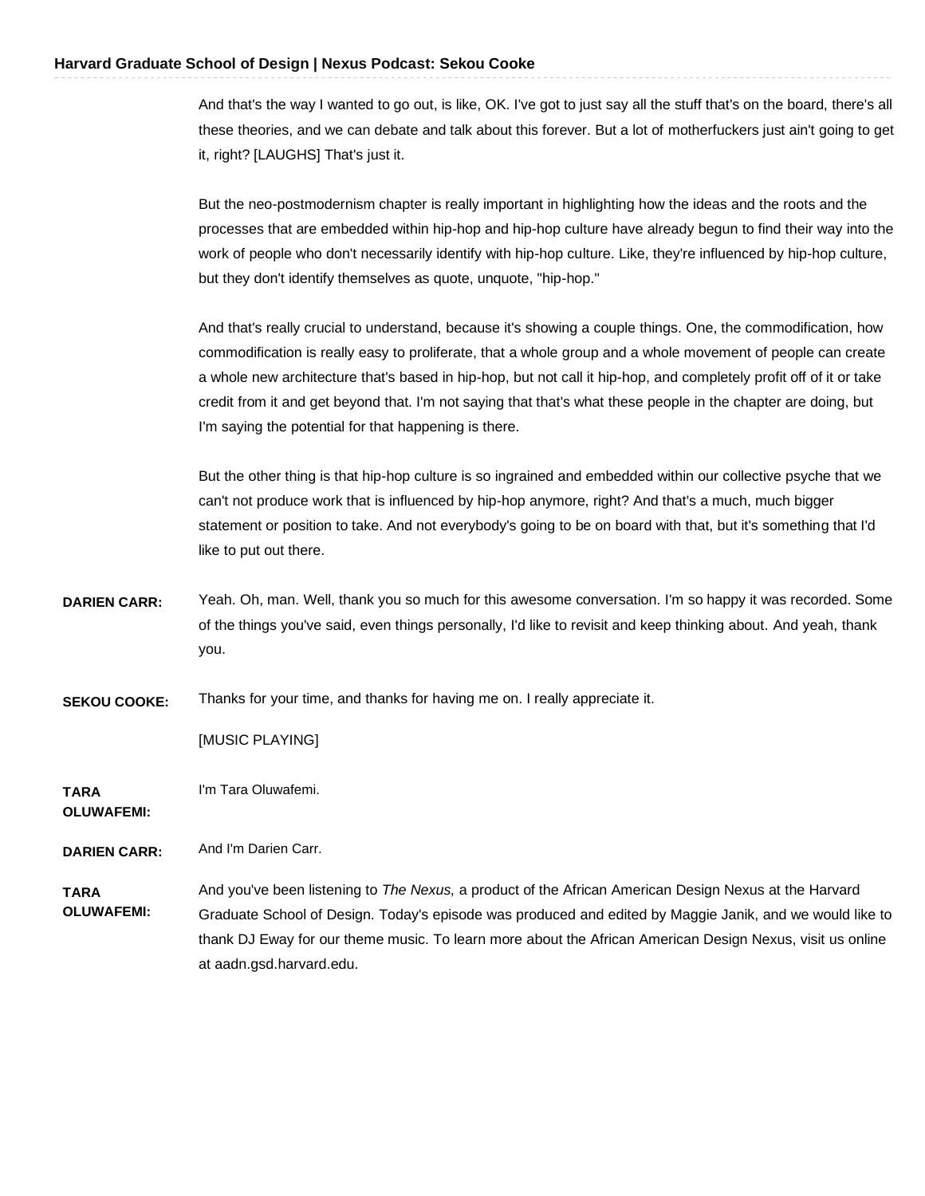And that's the way I wanted to go out, is like, OK. I've got to just say all the stuff that's on the board, there's all these theories, and we can debate and talk about this forever. But a lot of motherfuckers just ain't going to get it, right? [LAUGHS] That's just it.

But the neo-postmodernism chapter is really important in highlighting how the ideas and the roots and the processes that are embedded within hip-hop and hip-hop culture have already begun to find their way into the work of people who don't necessarily identify with hip-hop culture. Like, they're influenced by hip-hop culture, but they don't identify themselves as quote, unquote, "hip-hop."

And that's really crucial to understand, because it's showing a couple things. One, the commodification, how commodification is really easy to proliferate, that a whole group and a whole movement of people can create a whole new architecture that's based in hip-hop, but not call it hip-hop, and completely profit off of it or take credit from it and get beyond that. I'm not saying that that's what these people in the chapter are doing, but I'm saying the potential for that happening is there.

But the other thing is that hip-hop culture is so ingrained and embedded within our collective psyche that we can't not produce work that is influenced by hip-hop anymore, right? And that's a much, much bigger statement or position to take. And not everybody's going to be on board with that, but it's something that I'd like to put out there.

**DARIEN CARR:** Yeah. Oh, man. Well, thank you so much for this awesome conversation. I'm so happy it was recorded. Some of the things you've said, even things personally, I'd like to revisit and keep thinking about. And yeah, thank you.

**SEKOU COOKE:** Thanks for your time, and thanks for having me on. I really appreciate it.

[MUSIC PLAYING]

**TARA OLUWAFEMI:** I'm Tara Oluwafemi.

**DARIEN CARR:** And I'm Darien Carr.

**TARA OLUWAFEMI:** And you've been listening to *The Nexus,* a product of the African American Design Nexus at the Harvard Graduate School of Design. Today's episode was produced and edited by Maggie Janik, and we would like to thank DJ Eway for our theme music. To learn more about the African American Design Nexus, visit us online at aadn.gsd.harvard.edu.